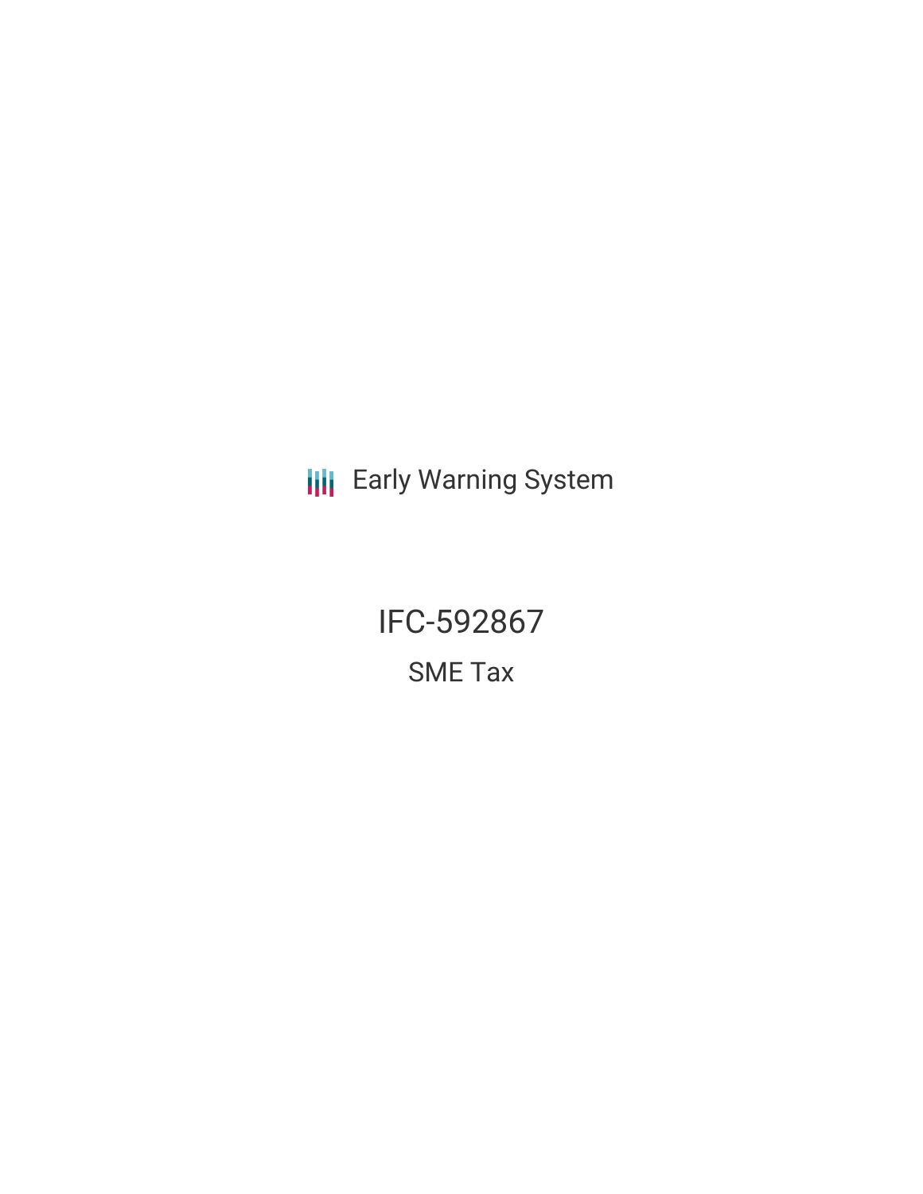Early Warning System

# IFC-592867

## SME Tax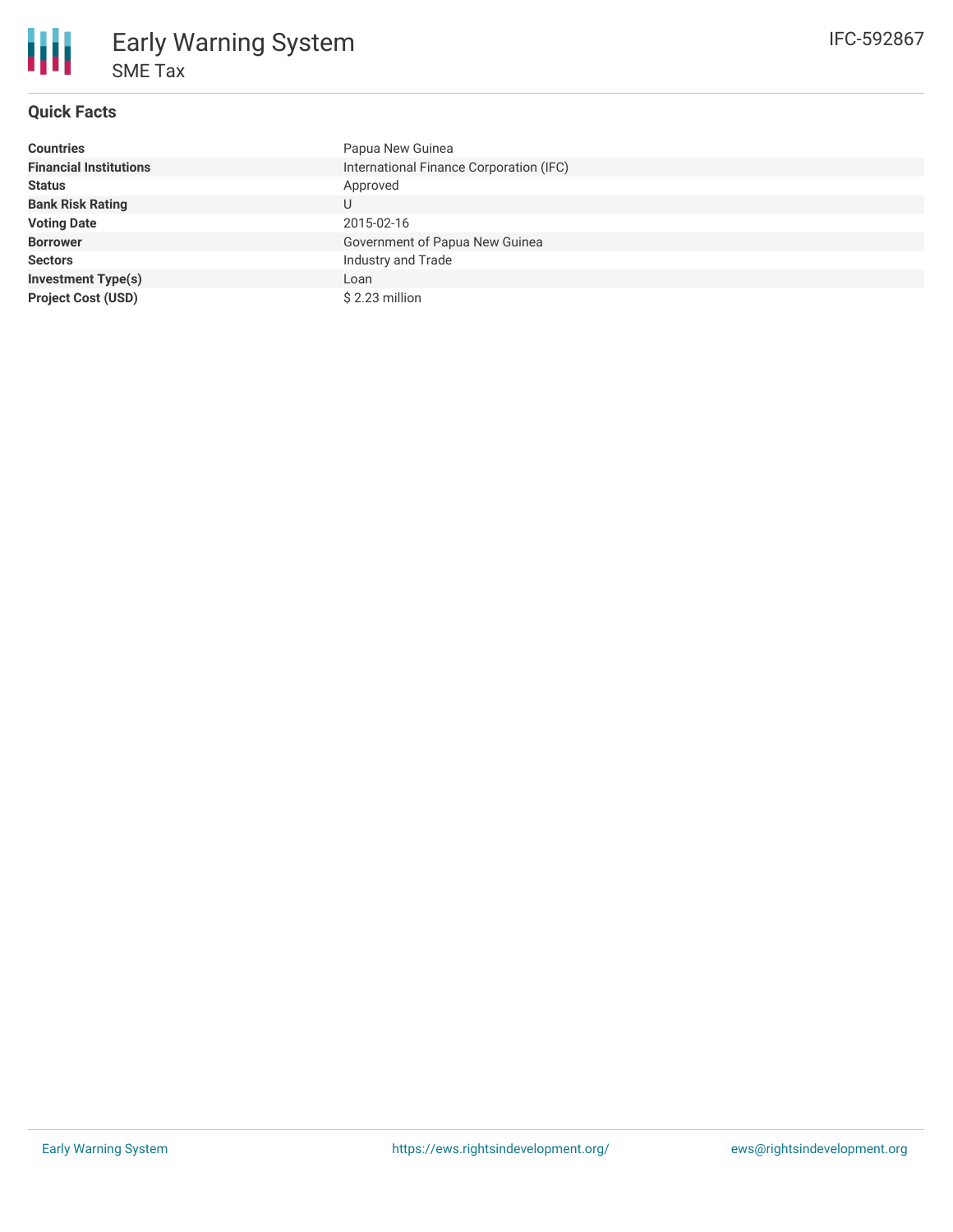# Early Warning System

## SME Tax

IFC-592867

### Quick Facts

| | |
|---|---|
| **Countries** | Papua New Guinea |
| **Financial Institutions** | International Finance Corporation (IFC) |
| **Status** | Approved |
| **Bank Risk Rating** | U |
| **Voting Date** | 2015-02-16 |
| **Borrower** | Government of Papua New Guinea |
| **Sectors** | Industry and Trade |
| **Investment Type(s)** | Loan |
| **Project Cost (USD)** | $ 2.23 million |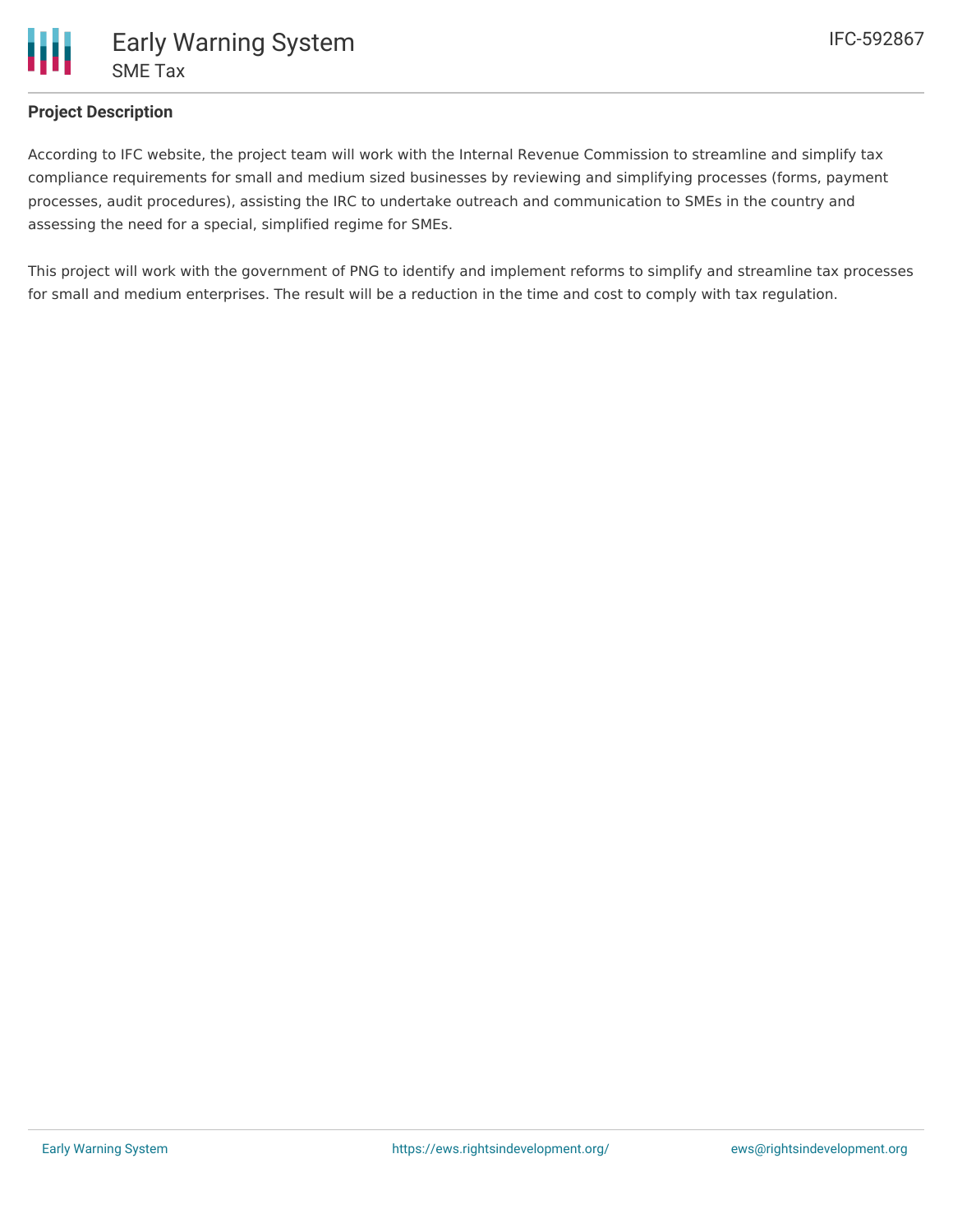## Project Description

According to IFC website, the project team will work with the Internal Revenue Commission to streamline and simplify tax compliance requirements for small and medium sized businesses by reviewing and simplifying processes (forms, payment processes, audit procedures), assisting the IRC to undertake outreach and communication to SMEs in the country and assessing the need for a special, simplified regime for SMEs.

This project will work with the government of PNG to identify and implement reforms to simplify and streamline tax processes for small and medium enterprises. The result will be a reduction in the time and cost to comply with tax regulation.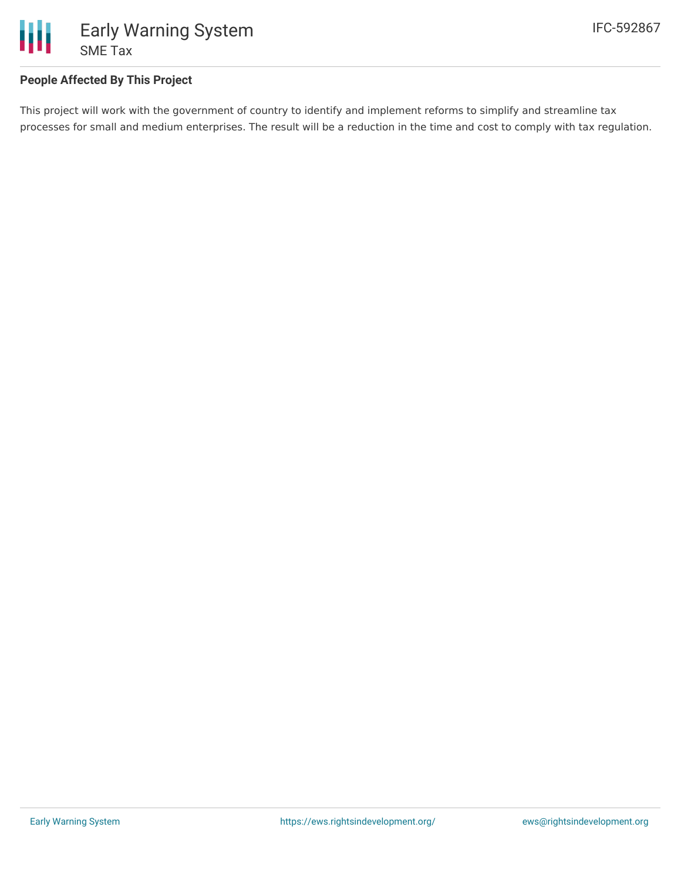**People Affected By This Project**

This project will work with the government of country to identify and implement reforms to simplify and streamline tax processes for small and medium enterprises. The result will be a reduction in the time and cost to comply with tax regulation.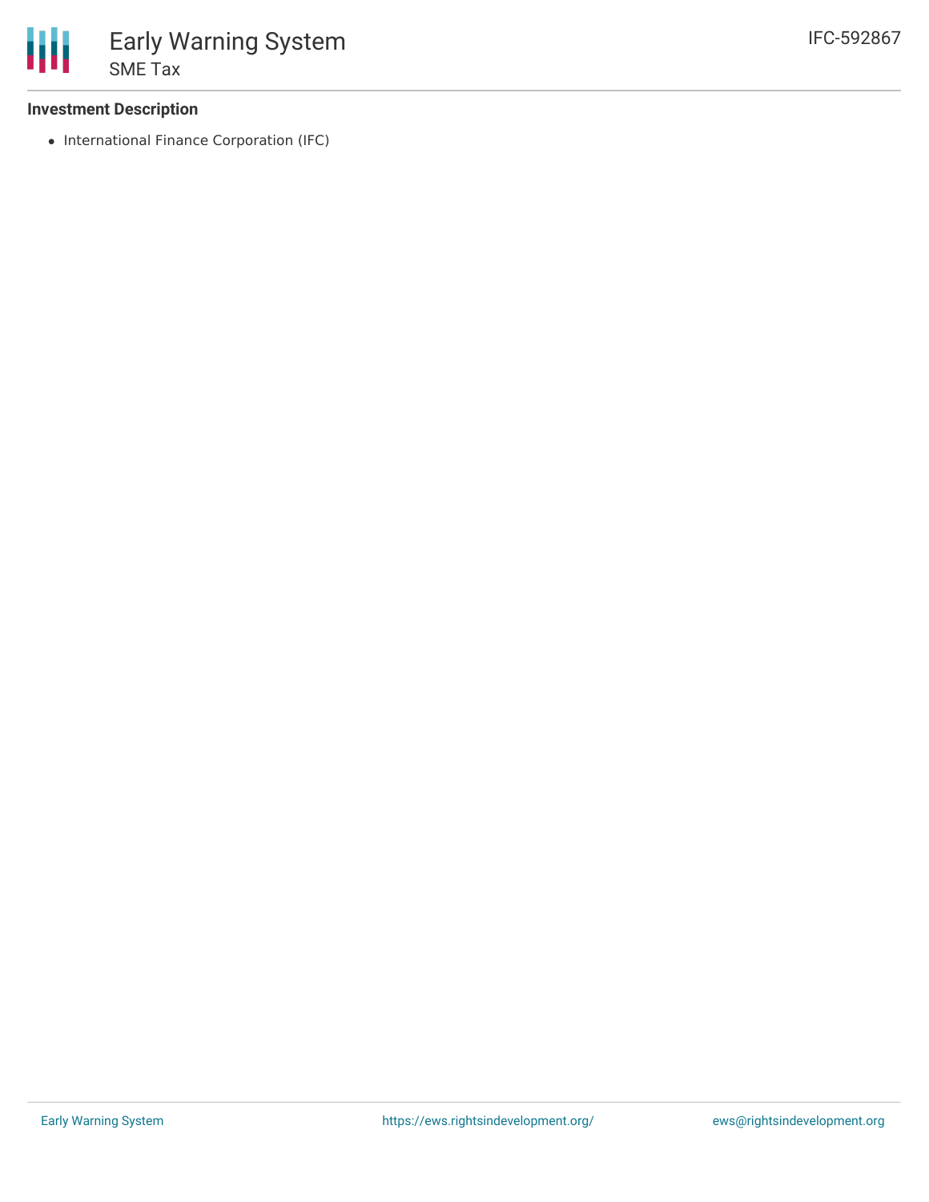**Investment Description**

- International Finance Corporation (IFC)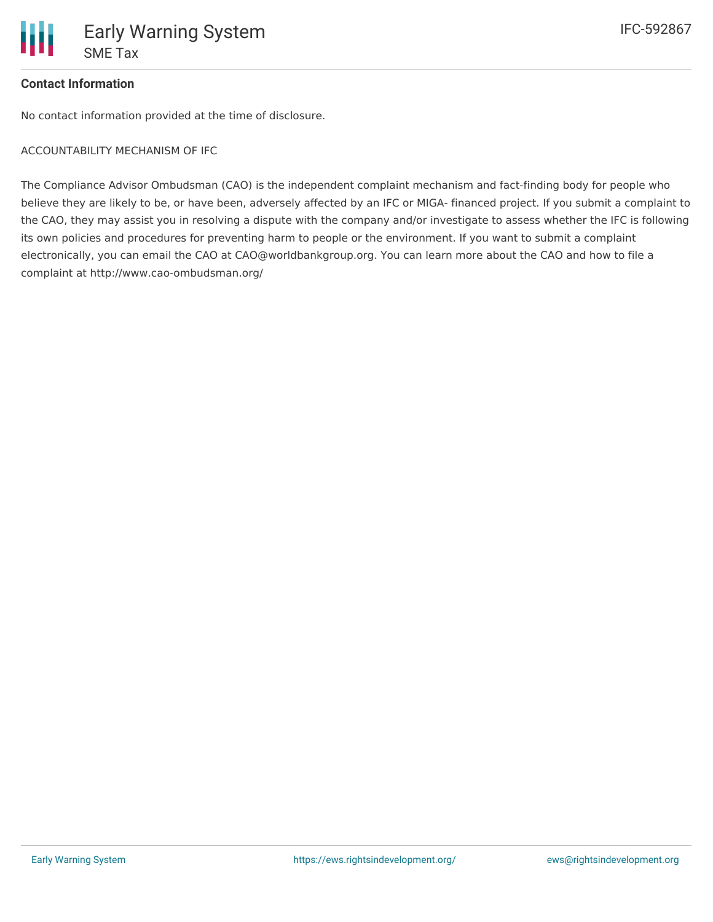**Contact Information**

No contact information provided at the time of disclosure.

ACCOUNTABILITY MECHANISM OF IFC

The Compliance Advisor Ombudsman (CAO) is the independent complaint mechanism and fact-finding body for people who believe they are likely to be, or have been, adversely affected by an IFC or MIGA- financed project. If you submit a complaint to the CAO, they may assist you in resolving a dispute with the company and/or investigate to assess whether the IFC is following its own policies and procedures for preventing harm to people or the environment. If you want to submit a complaint electronically, you can email the CAO at CAO@worldbankgroup.org. You can learn more about the CAO and how to file a complaint at http://www.cao-ombudsman.org/